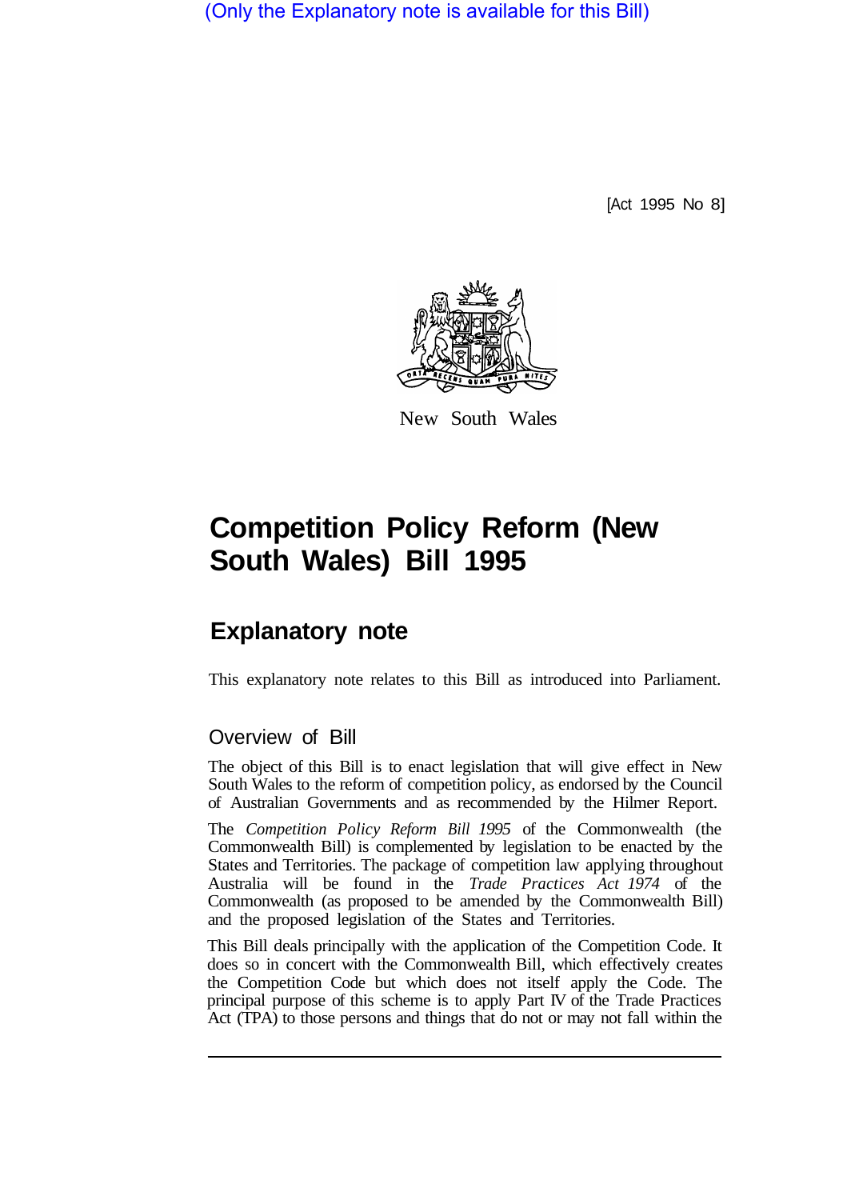(Only the Explanatory note is available for this Bill)

[Act 1995 No 8]

New South Wales

# Competition Policy Reform (New South Wales) Bill 1995

## Explanatory note

This explanatory note relates to this Bill as introduced into Parliament.

### Overview of Bill

The object of this Bill is to enact legislation that will give effect in New South Wales to the reform of competition policy, as endorsed by the Council of Australian Governments and as recommended by the Hilmer Report.

The *Competition Policy Reform Bill 1995* of the Commonwealth (the Commonwealth Bill) is complemented by legislation to be enacted by the States and Territories. The package of competition law applying throughout Australia will be found in the *Trade Practices Act 1974* of the Commonwealth (as proposed to be amended by the Commonwealth Bill) and the proposed legislation of the States and Territories.

This Bill deals principally with the application of the Competition Code. It does so in concert with the Commonwealth Bill, which effectively creates the Competition Code but which does not itself apply the Code. The principal purpose of this scheme is to apply Part IV of the Trade Practices Act (TPA) to those persons and things that do not or may not fall within the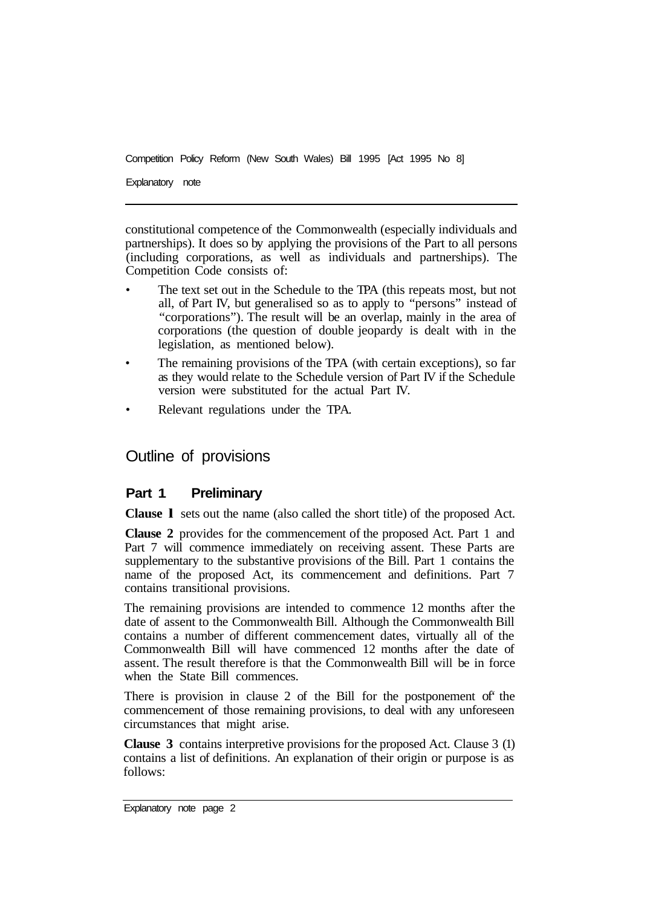constitutional competence of the Commonwealth (especially individuals and partnerships). It does so by applying the provisions of the Part to all persons (including corporations, as well as individuals and partnerships). The Competition Code consists of:

- The text set out in the Schedule to the TPA (this repeats most, but not all, of Part IV, but generalised so as to apply to "persons" instead of "corporations"). The result will be an overlap, mainly in the area of corporations (the question of double jeopardy is dealt with in the legislation, as mentioned below).
- The remaining provisions of the TPA (with certain exceptions), so far as they would relate to the Schedule version of Part IV if the Schedule version were substituted for the actual Part IV.
- Relevant regulations under the TPA.

## Outline of provisions

### Part 1 Preliminary

**Clause 1** sets out the name (also called the short title) of the proposed Act.

**Clause 2** provides for the commencement of the proposed Act. Part 1 and Part 7 will commence immediately on receiving assent. These Parts are supplementary to the substantive provisions of the Bill. Part 1 contains the name of the proposed Act, its commencement and definitions. Part 7 contains transitional provisions.

The remaining provisions are intended to commence 12 months after the date of assent to the Commonwealth Bill. Although the Commonwealth Bill contains a number of different commencement dates, virtually all of the Commonwealth Bill will have commenced 12 months after the date of assent. The result therefore is that the Commonwealth Bill will be in force when the State Bill commences.

There is provision in clause 2 of the Bill for the postponement of the commencement of those remaining provisions, to deal with any unforeseen circumstances that might arise.

**Clause 3** contains interpretive provisions for the proposed Act. Clause 3 (1) contains a list of definitions. An explanation of their origin or purpose is as follows: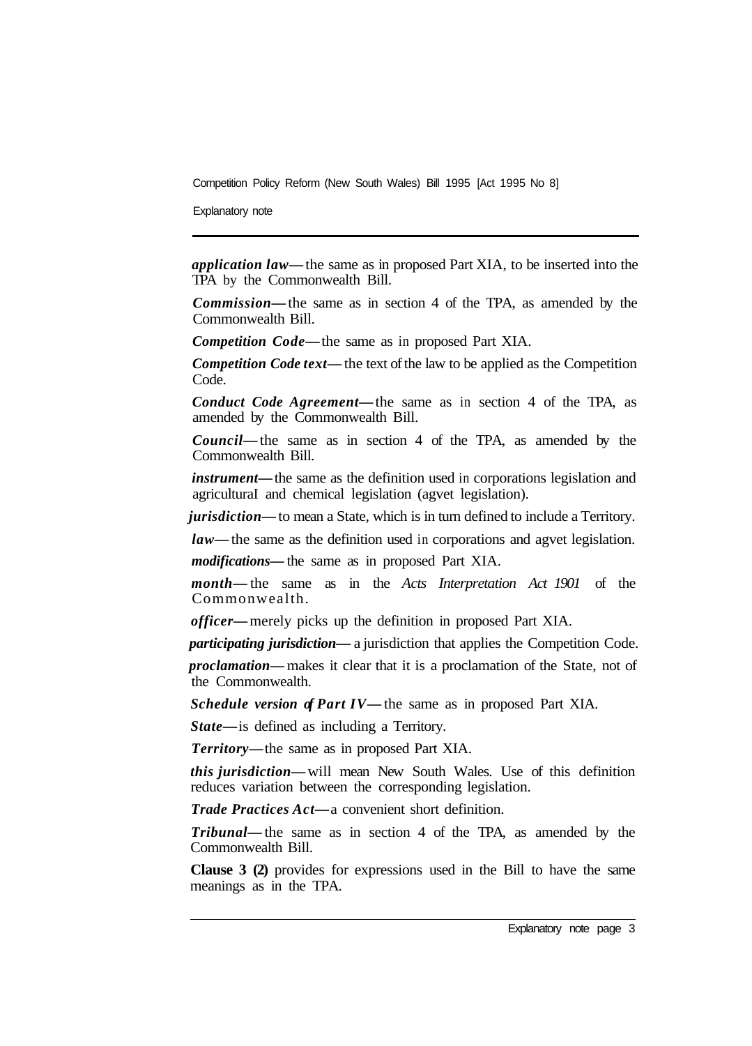***application law*—** the same as in proposed Part XIA, to be inserted into the TPA by the Commonwealth Bill.

***Commission*—** the same as in section 4 of the TPA, as amended by the Commonwealth Bill.

***Competition Code*—** the same as in proposed Part XIA.

***Competition Code text*—** the text of the law to be applied as the Competition Code.

***Conduct Code Agreement*—** the same as in section 4 of the TPA, as amended by the Commonwealth Bill.

***Council*—** the same as in section 4 of the TPA, as amended by the Commonwealth Bill.

***instrument*—** the same as the definition used in corporations legislation and agricultural and chemical legislation (agvet legislation).

***jurisdiction*—** to mean a State, which is in turn defined to include a Territory.

***law*—** the same as the definition used in corporations and agvet legislation.

***modifications*—** the same as in proposed Part XIA.

***month*—** the same as in the *Acts Interpretation Act 1901* of the Commonwealth.

***officer*—** merely picks up the definition in proposed Part XIA.

***participating jurisdiction*—** a jurisdiction that applies the Competition Code.

***proclamation*—** makes it clear that it is a proclamation of the State, not of the Commonwealth.

***Schedule version of Part IV*—** the same as in proposed Part XIA.

***State*—** is defined as including a Territory.

***Territory*—** the same as in proposed Part XIA.

***this jurisdiction*—** will mean New South Wales. Use of this definition reduces variation between the corresponding legislation.

***Trade Practices Act*—** a convenient short definition.

***Tribunal*—** the same as in section 4 of the TPA, as amended by the Commonwealth Bill.

**Clause 3 (2)** provides for expressions used in the Bill to have the same meanings as in the TPA.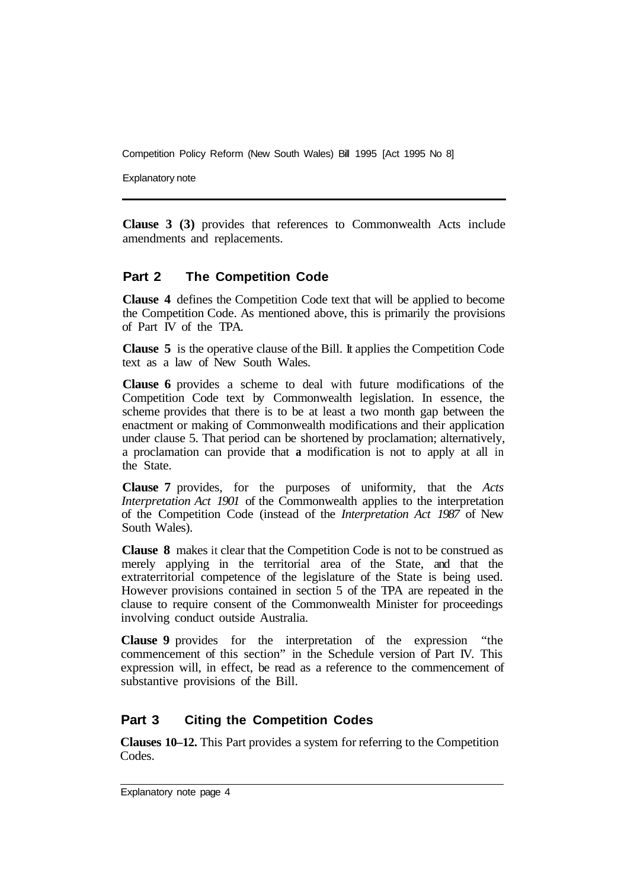**Clause 3 (3)** provides that references to Commonwealth Acts include amendments and replacements.

## Part 2 The Competition Code

**Clause 4** defines the Competition Code text that will be applied to become the Competition Code. As mentioned above, this is primarily the provisions of Part IV of the TPA.

**Clause 5** is the operative clause of the Bill. It applies the Competition Code text as a law of New South Wales.

**Clause 6** provides a scheme to deal with future modifications of the Competition Code text by Commonwealth legislation. In essence, the scheme provides that there is to be at least a two month gap between the enactment or making of Commonwealth modifications and their application under clause 5. That period can be shortened by proclamation; alternatively, a proclamation can provide that **a** modification is not to apply at all in the State.

**Clause 7** provides, for the purposes of uniformity, that the *Acts Interpretation Act 1901* of the Commonwealth applies to the interpretation of the Competition Code (instead of the *Interpretation Act 1987* of New South Wales).

**Clause 8** makes it clear that the Competition Code is not to be construed as merely applying in the territorial area of the State, and that the extraterritorial competence of the legislature of the State is being used. However provisions contained in section 5 of the TPA are repeated in the clause to require consent of the Commonwealth Minister for proceedings involving conduct outside Australia.

**Clause 9** provides for the interpretation of the expression "the commencement of this section" in the Schedule version of Part IV. This expression will, in effect, be read as a reference to the commencement of substantive provisions of the Bill.

## Part 3 Citing the Competition Codes

**Clauses 10–12.** This Part provides a system for referring to the Competition Codes.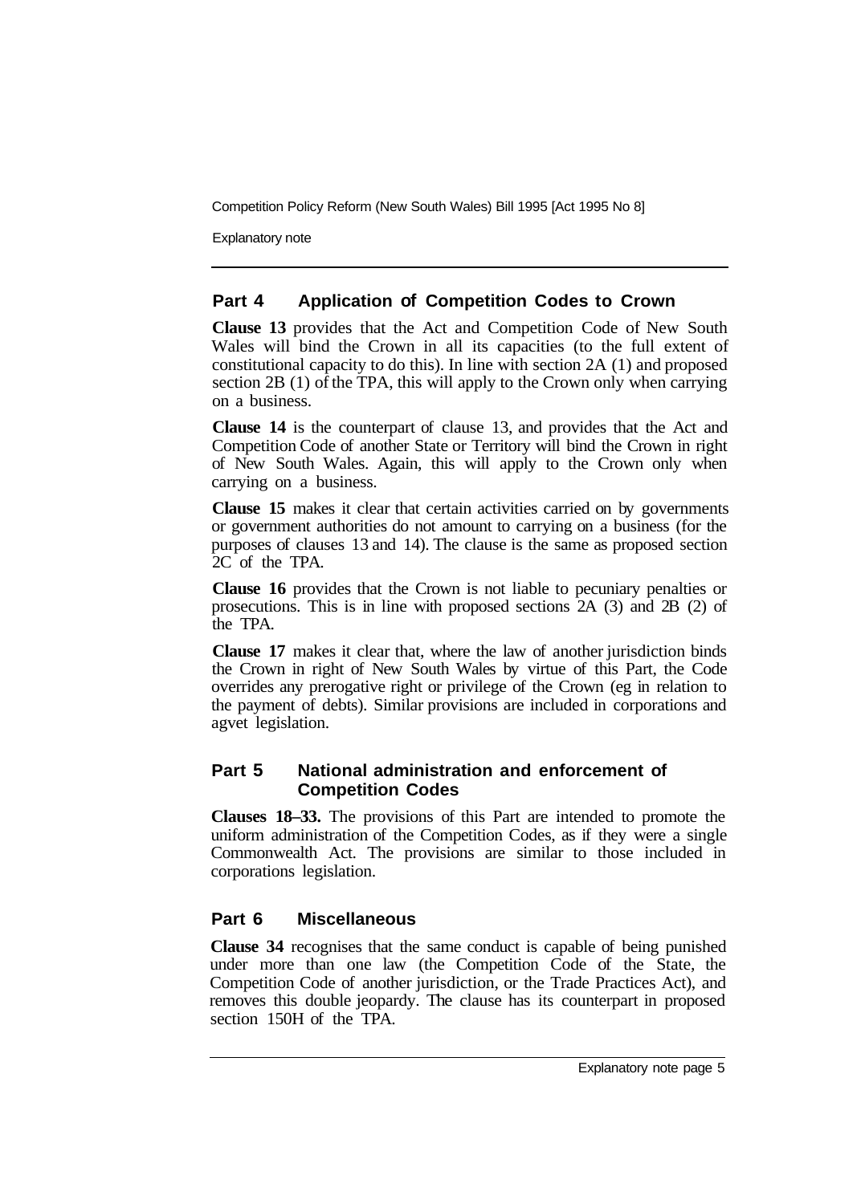## Part 4 Application of Competition Codes to Crown

**Clause 13** provides that the Act and Competition Code of New South Wales will bind the Crown in all its capacities (to the full extent of constitutional capacity to do this). In line with section 2A (1) and proposed section 2B (1) of the TPA, this will apply to the Crown only when carrying on a business.

**Clause 14** is the counterpart of clause 13, and provides that the Act and Competition Code of another State or Territory will bind the Crown in right of New South Wales. Again, this will apply to the Crown only when carrying on a business.

**Clause 15** makes it clear that certain activities carried on by governments or government authorities do not amount to carrying on a business (for the purposes of clauses 13 and 14). The clause is the same as proposed section 2C of the TPA.

**Clause 16** provides that the Crown is not liable to pecuniary penalties or prosecutions. This is in line with proposed sections 2A (3) and 2B (2) of the TPA.

**Clause 17** makes it clear that, where the law of another jurisdiction binds the Crown in right of New South Wales by virtue of this Part, the Code overrides any prerogative right or privilege of the Crown (eg in relation to the payment of debts). Similar provisions are included in corporations and agvet legislation.

## Part 5 National administration and enforcement of Competition Codes

**Clauses 18–33.** The provisions of this Part are intended to promote the uniform administration of the Competition Codes, as if they were a single Commonwealth Act. The provisions are similar to those included in corporations legislation.

## Part 6 Miscellaneous

**Clause 34** recognises that the same conduct is capable of being punished under more than one law (the Competition Code of the State, the Competition Code of another jurisdiction, or the Trade Practices Act), and removes this double jeopardy. The clause has its counterpart in proposed section 150H of the TPA.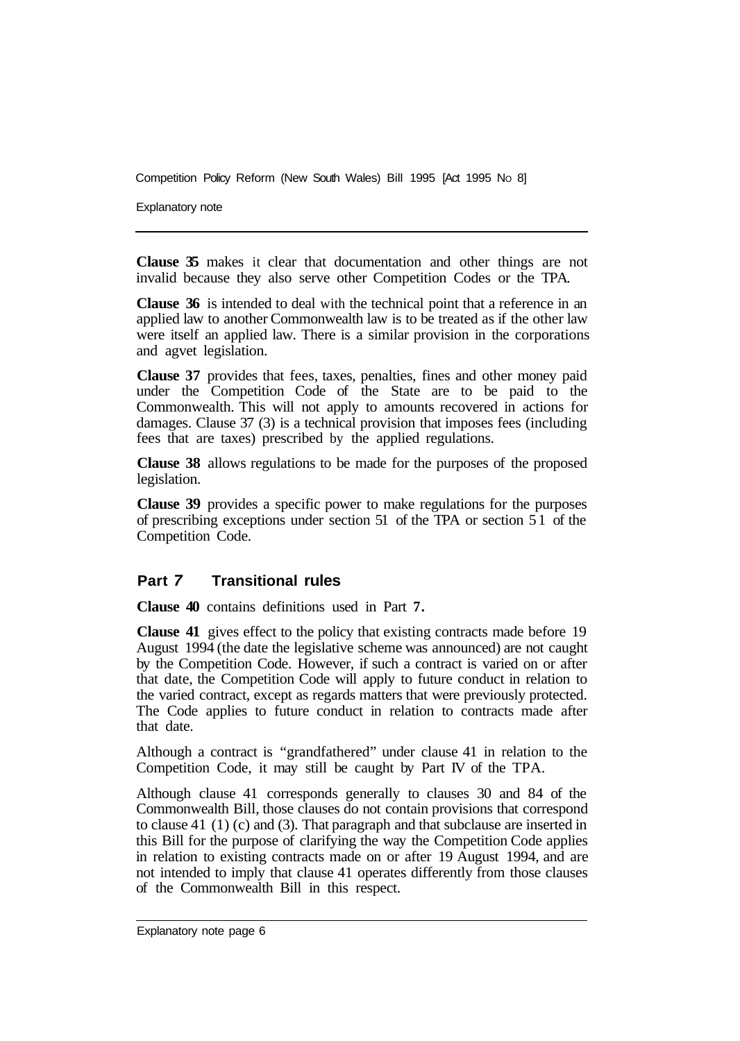**Clause 35** makes it clear that documentation and other things are not invalid because they also serve other Competition Codes or the TPA.

**Clause 36** is intended to deal with the technical point that a reference in an applied law to another Commonwealth law is to be treated as if the other law were itself an applied law. There is a similar provision in the corporations and agvet legislation.

**Clause 37** provides that fees, taxes, penalties, fines and other money paid under the Competition Code of the State are to be paid to the Commonwealth. This will not apply to amounts recovered in actions for damages. Clause 37 (3) is a technical provision that imposes fees (including fees that are taxes) prescribed by the applied regulations.

**Clause 38** allows regulations to be made for the purposes of the proposed legislation.

**Clause 39** provides a specific power to make regulations for the purposes of prescribing exceptions under section 51 of the TPA or section 51 of the Competition Code.

## Part 7 Transitional rules

**Clause 40** contains definitions used in Part 7.

**Clause 41** gives effect to the policy that existing contracts made before 19 August 1994 (the date the legislative scheme was announced) are not caught by the Competition Code. However, if such a contract is varied on or after that date, the Competition Code will apply to future conduct in relation to the varied contract, except as regards matters that were previously protected. The Code applies to future conduct in relation to contracts made after that date.

Although a contract is "grandfathered" under clause 41 in relation to the Competition Code, it may still be caught by Part IV of the TPA.

Although clause 41 corresponds generally to clauses 30 and 84 of the Commonwealth Bill, those clauses do not contain provisions that correspond to clause 41 (1) (c) and (3). That paragraph and that subclause are inserted in this Bill for the purpose of clarifying the way the Competition Code applies in relation to existing contracts made on or after 19 August 1994, and are not intended to imply that clause 41 operates differently from those clauses of the Commonwealth Bill in this respect.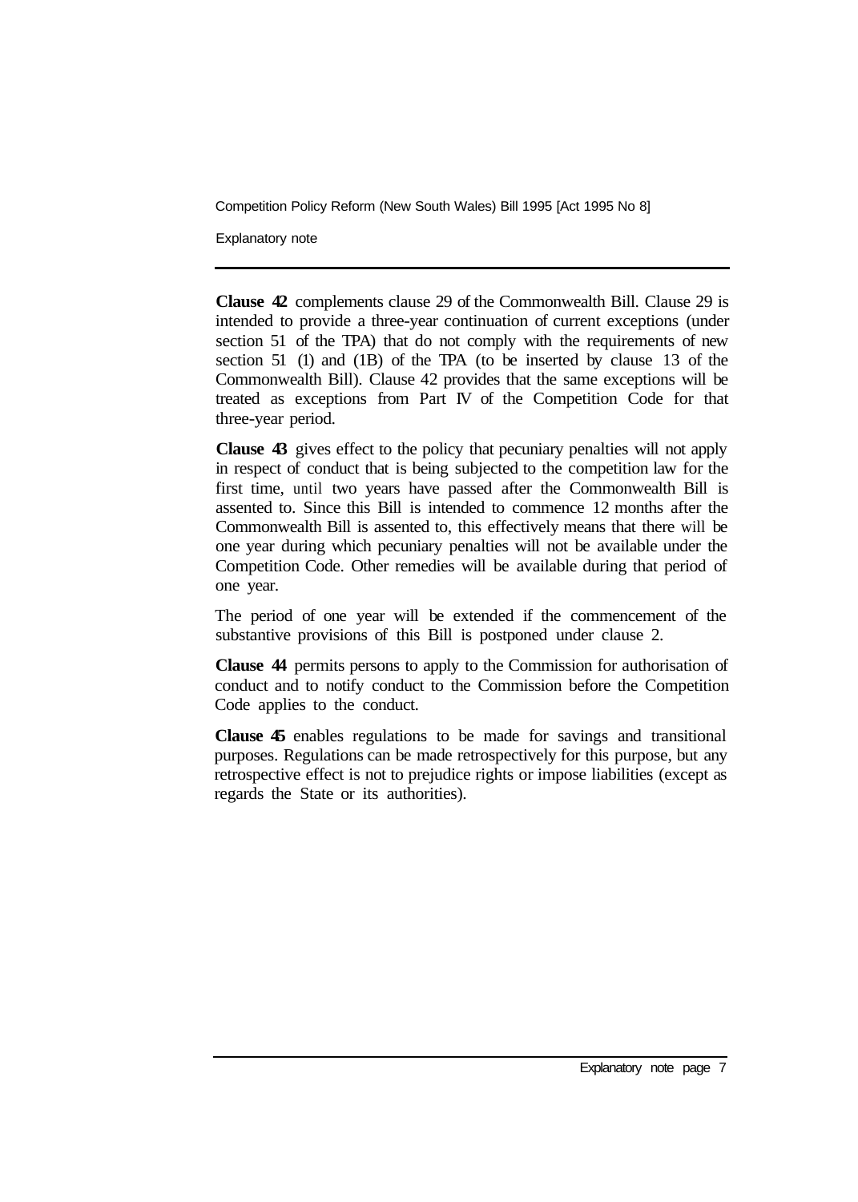**Clause 42** complements clause 29 of the Commonwealth Bill. Clause 29 is intended to provide a three-year continuation of current exceptions (under section 51 of the TPA) that do not comply with the requirements of new section 51 (1) and (1B) of the TPA (to be inserted by clause 13 of the Commonwealth Bill). Clause 42 provides that the same exceptions will be treated as exceptions from Part IV of the Competition Code for that three-year period.

**Clause 43** gives effect to the policy that pecuniary penalties will not apply in respect of conduct that is being subjected to the competition law for the first time, until two years have passed after the Commonwealth Bill is assented to. Since this Bill is intended to commence 12 months after the Commonwealth Bill is assented to, this effectively means that there will be one year during which pecuniary penalties will not be available under the Competition Code. Other remedies will be available during that period of one year.

The period of one year will be extended if the commencement of the substantive provisions of this Bill is postponed under clause 2.

**Clause 44** permits persons to apply to the Commission for authorisation of conduct and to notify conduct to the Commission before the Competition Code applies to the conduct.

**Clause 45** enables regulations to be made for savings and transitional purposes. Regulations can be made retrospectively for this purpose, but any retrospective effect is not to prejudice rights or impose liabilities (except as regards the State or its authorities).